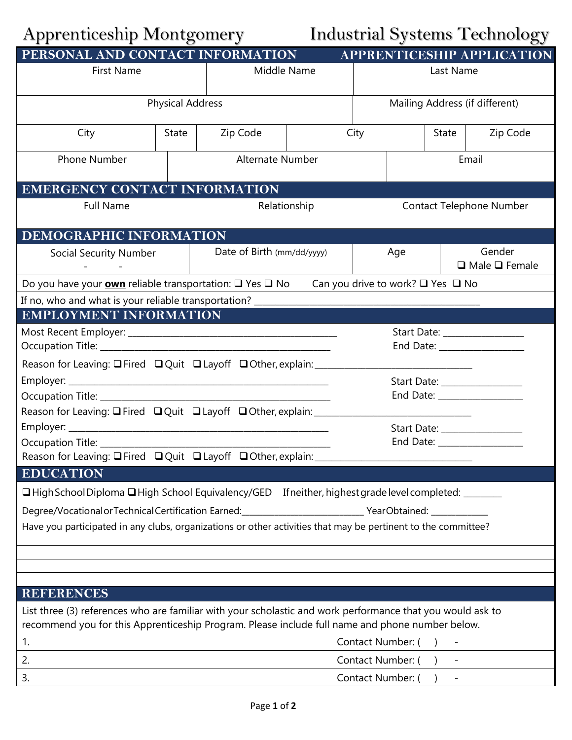# Apprenticeship Montgomery — Industrial Systems Technology

## PERSONAL AND CONTACT INFORMATION — APPRENTICESHIP APPLICATION

| First Name | Middle Name | Last Name |
|---|---|---|
| | | |

| Physical Address | Mailing Address (if different) |
|---|---|
| | |

| City | State | Zip Code | City | State | Zip Code |
|---|---|---|---|---|---|
| | | | | | |

| Phone Number | Alternate Number | Email |
|---|---|---|
| | | |

## EMERGENCY CONTACT INFORMATION

| Full Name | Relationship | Contact Telephone Number |
|---|---|---|
| | | |

## DEMOGRAPHIC INFORMATION

| Social Security Number | Date of Birth (mm/dd/yyyy) | Age | Gender |
|---|---|---|---|
| - - | | | ❑ Male ❑ Female |

Do you have your **own** reliable transportation: ❑ Yes ❑ No Can you drive to work? ❑ Yes ❑ No

If no, who and what is your reliable transportation? ______________________________________________

## EMPLOYMENT INFORMATION

Most Recent Employer: ____________________________________________ Start Date: ________________

Occupation Title: _______________________________________________ End Date: _________________

Reason for Leaving: ❑ Fired ❑ Quit ❑ Layoff ❑ Other, explain: _________________________________

Employer: _______________________________________________________ Start Date: ________________

Occupation Title: _______________________________________________ End Date: _________________

Reason for Leaving: ❑ Fired ❑ Quit ❑ Layoff ❑ Other, explain: _________________________________

Employer: _______________________________________________________ Start Date: ________________

Occupation Title: _______________________________________________ End Date: _________________

Reason for Leaving: ❑ Fired ❑ Quit ❑ Layoff ❑ Other, explain: _________________________________

## EDUCATION

❑ High School Diploma ❑ High School Equivalency/GED If neither, highest grade level completed: ________

Degree/Vocational or Technical Certification Earned: _________________________ Year Obtained: ____________

Have you participated in any clubs, organizations or other activities that may be pertinent to the committee?

_______________________________________________________________________________

_______________________________________________________________________________

_______________________________________________________________________________

## REFERENCES

List three (3) references who are familiar with your scholastic and work performance that you would ask to recommend you for this Apprenticeship Program. Please include full name and phone number below.

1. Contact Number: (   )   -
2. Contact Number: (   )   -
3. Contact Number: (   )   -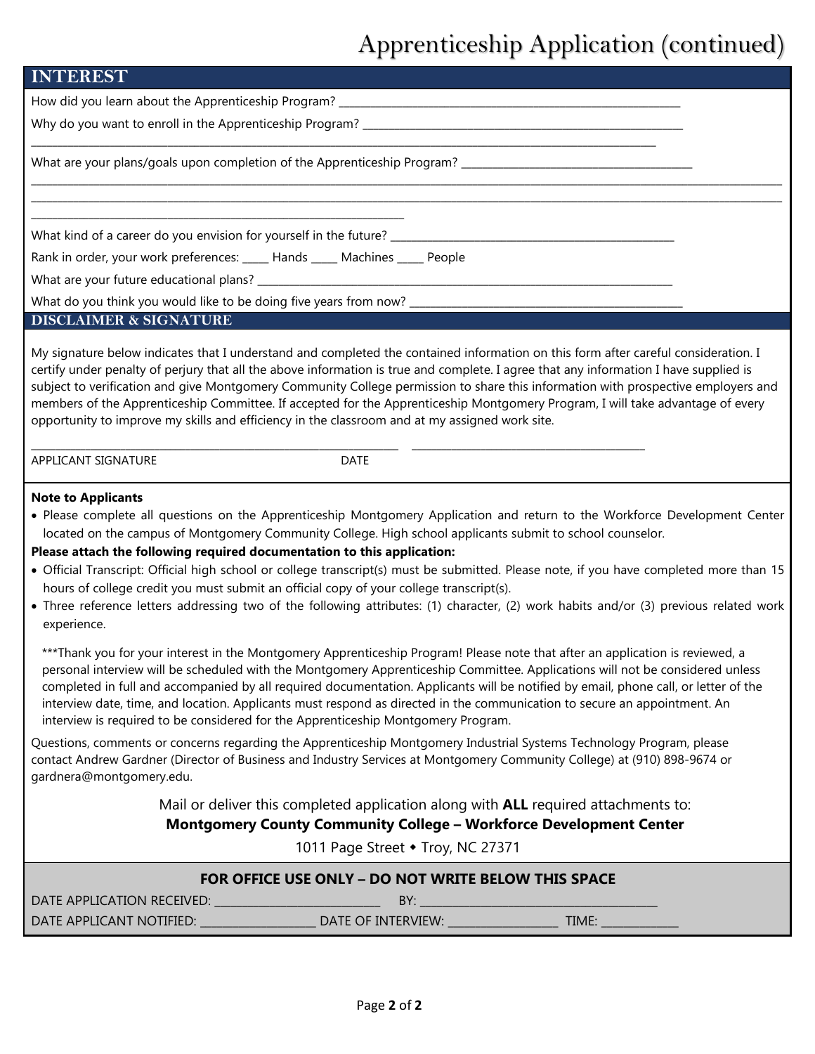# Apprenticeship Application (continued)

## INTEREST

How did you learn about the Apprenticeship Program? ___________________________________________

Why do you want to enroll in the Apprenticeship Program? ___________________________________________

___________________________________________

What are your plans/goals upon completion of the Apprenticeship Program? ___________________________________________

___________________________________________

___________________________________________

___________________________________________

What kind of a career do you envision for yourself in the future? ___________________________________________

Rank in order, your work preferences: _____ Hands _____ Machines _____ People

What are your future educational plans? ___________________________________________

What do you think you would like to be doing five years from now? ___________________________________________

## DISCLAIMER & SIGNATURE

My signature below indicates that I understand and completed the contained information on this form after careful consideration. I certify under penalty of perjury that all the above information is true and complete. I agree that any information I have supplied is subject to verification and give Montgomery Community College permission to share this information with prospective employers and members of the Apprenticeship Committee. If accepted for the Apprenticeship Montgomery Program, I will take advantage of every opportunity to improve my skills and efficiency in the classroom and at my assigned work site.

___________________________________________ ___________________________________________

APPLICANT SIGNATURE DATE

**Note to Applicants**

- Please complete all questions on the Apprenticeship Montgomery Application and return to the Workforce Development Center located on the campus of Montgomery Community College. High school applicants submit to school counselor.

**Please attach the following required documentation to this application:**

- Official Transcript: Official high school or college transcript(s) must be submitted. Please note, if you have completed more than 15 hours of college credit you must submit an official copy of your college transcript(s).
- Three reference letters addressing two of the following attributes: (1) character, (2) work habits and/or (3) previous related work experience.

***Thank you for your interest in the Montgomery Apprenticeship Program! Please note that after an application is reviewed, a personal interview will be scheduled with the Montgomery Apprenticeship Committee. Applications will not be considered unless completed in full and accompanied by all required documentation. Applicants will be notified by email, phone call, or letter of the interview date, time, and location. Applicants must respond as directed in the communication to secure an appointment. An interview is required to be considered for the Apprenticeship Montgomery Program.

Questions, comments or concerns regarding the Apprenticeship Montgomery Industrial Systems Technology Program, please contact Andrew Gardner (Director of Business and Industry Services at Montgomery Community College) at (910) 898-9674 or gardnera@montgomery.edu.

Mail or deliver this completed application along with **ALL** required attachments to:
**Montgomery County Community College – Workforce Development Center**
1011 Page Street ◆ Troy, NC 27371

**FOR OFFICE USE ONLY – DO NOT WRITE BELOW THIS SPACE**

DATE APPLICATION RECEIVED: ____________________ BY: ____________________

DATE APPLICANT NOTIFIED: ____________________ DATE OF INTERVIEW: ____________________ TIME: ____________